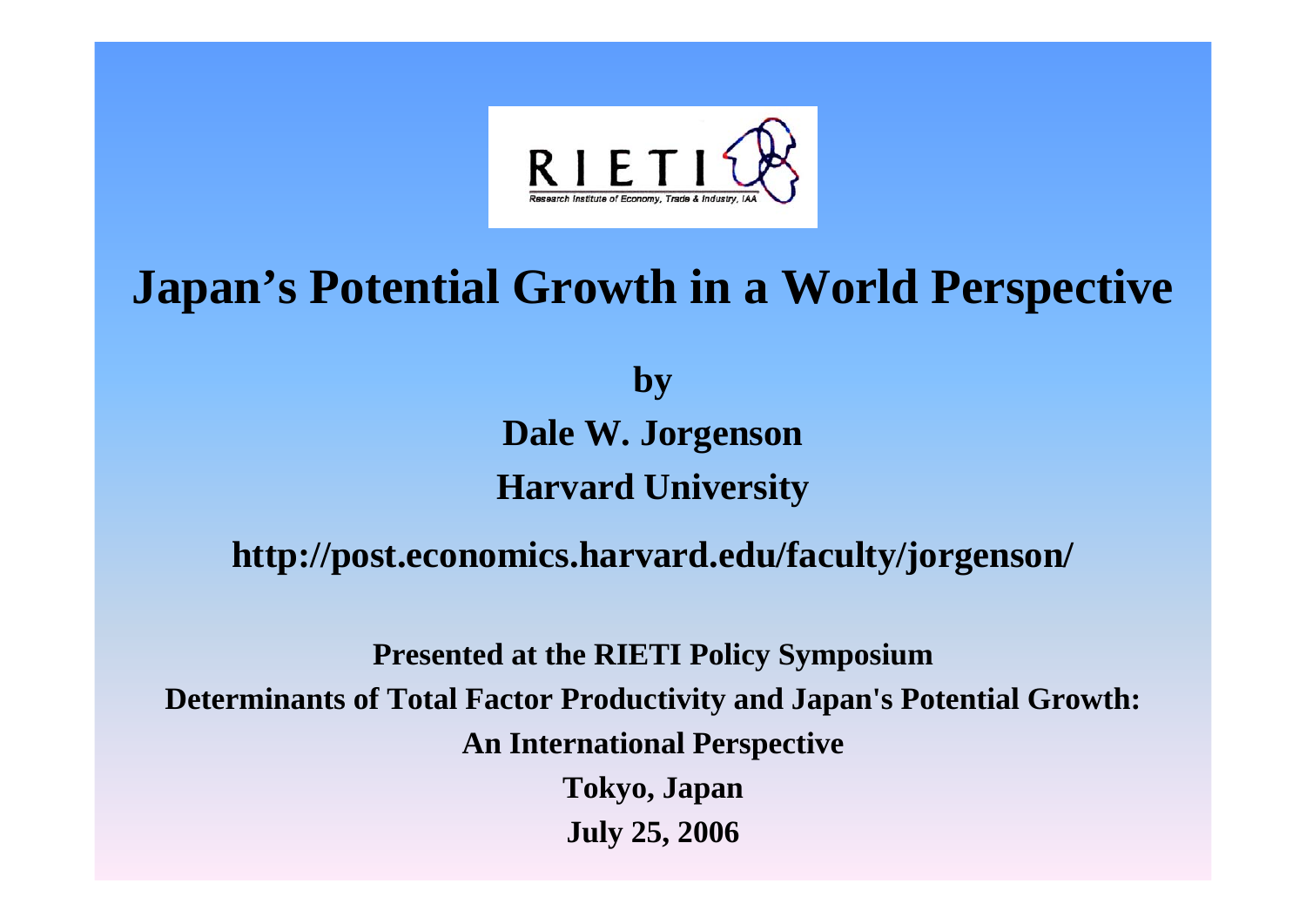RIETI

Research Institute of Economy, Trade & Industry, IAA

# Japan's Potential Growth in a World Perspective

**by**

**Dale W. Jorgenson**

**Harvard University**

**http://post.economics.harvard.edu/faculty/jorgenson/**

**Presented at the RIETI Policy Symposium**

**Determinants of Total Factor Productivity and Japan's Potential Growth: An International Perspective**

**Tokyo, Japan**

**July 25, 2006**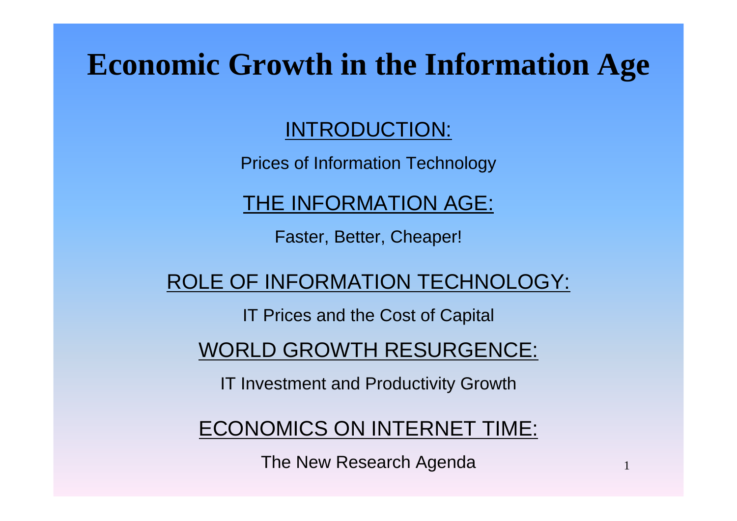# Economic Growth in the Information Age

## INTRODUCTION:

Prices of Information Technology

## THE INFORMATION AGE:

Faster, Better, Cheaper!

## ROLE OF INFORMATION TECHNOLOGY:

IT Prices and the Cost of Capital

## WORLD GROWTH RESURGENCE:

IT Investment and Productivity Growth

## ECONOMICS ON INTERNET TIME:

The New Research Agenda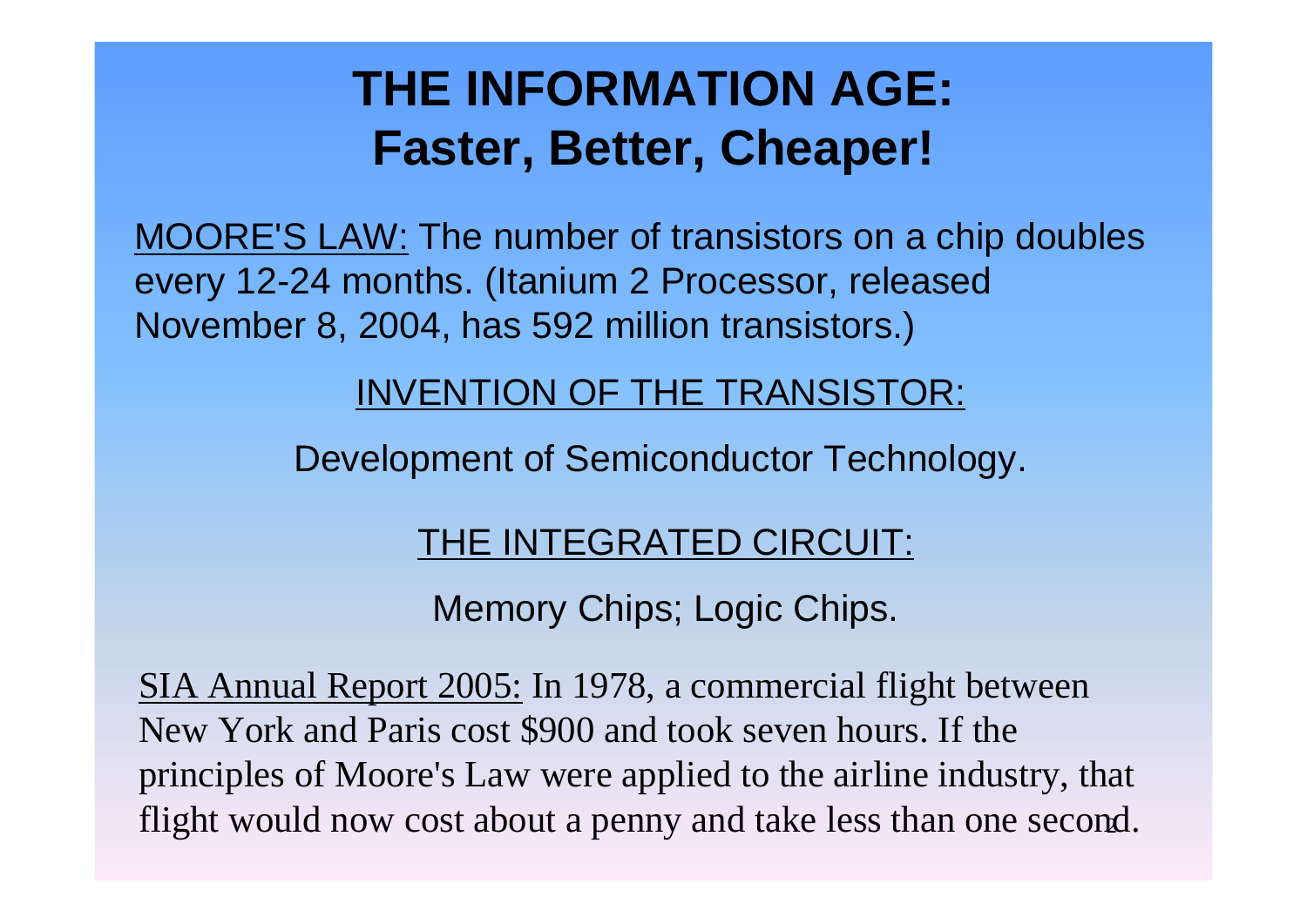# THE INFORMATION AGE: Faster, Better, Cheaper!

MOORE'S LAW: The number of transistors on a chip doubles every 12-24 months. (Itanium 2 Processor, released November 8, 2004, has 592 million transistors.)

INVENTION OF THE TRANSISTOR:

Development of Semiconductor Technology.

THE INTEGRATED CIRCUIT:

Memory Chips; Logic Chips.

SIA Annual Report 2005: In 1978, a commercial flight between New York and Paris cost $900 and took seven hours. If the principles of Moore's Law were applied to the airline industry, that flight would now cost about a penny and take less than one second.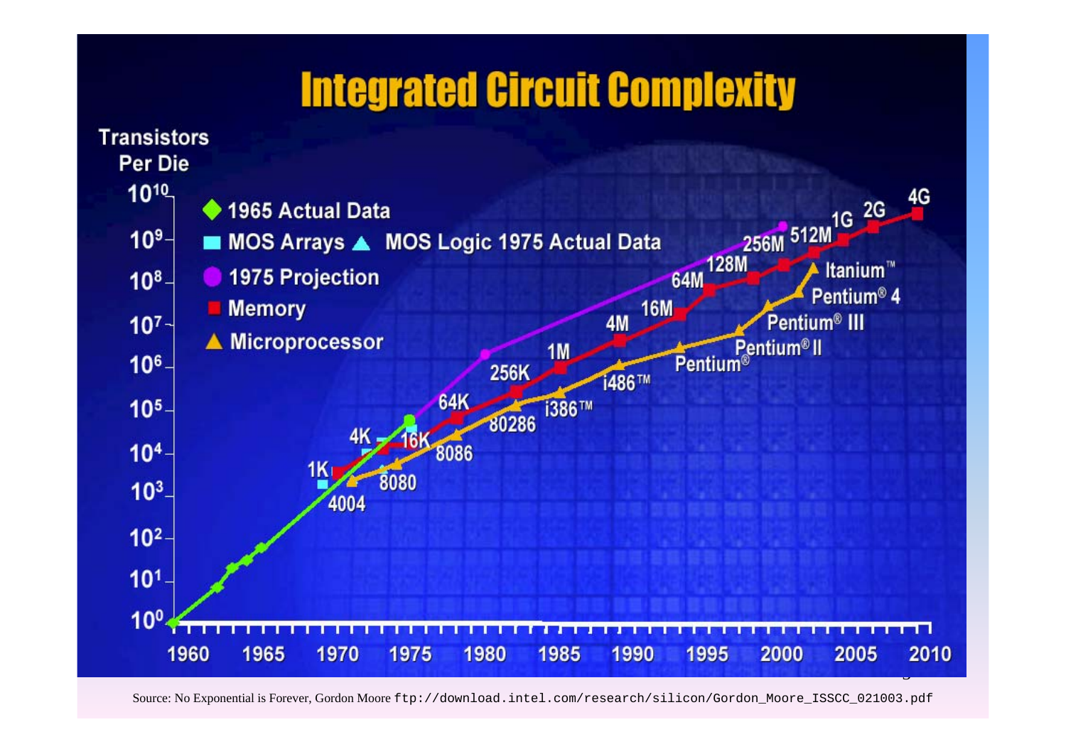# Integrated Circuit Complexity

Transistors Per Die

- 1965 Actual Data
- MOS Arrays
- MOS Logic 1975 Actual Data
- 1975 Projection
- Memory
- Microprocessor

$10^{0}$, $10^{1}$, $10^{2}$, $10^{3}$, $10^{4}$, $10^{5}$, $10^{6}$, $10^{7}$, $10^{8}$, $10^{9}$, $10^{10}$

1960, 1965, 1970, 1975, 1980, 1985, 1990, 1995, 2000, 2005, 2010

Memory: 1K, 4K, 16K, 64K, 256K, 1M, 4M, 16M, 64M, 128M, 256M, 512M, 1G, 2G, 4G

Microprocessor: 4004, 8080, 8086, 80286, i386™, i486™, Pentium®, Pentium® II, Pentium® III, Pentium® 4, Itanium™

Source: No Exponential is Forever, Gordon Moore `ftp://download.intel.com/research/silicon/Gordon_Moore_ISSCC_021003.pdf`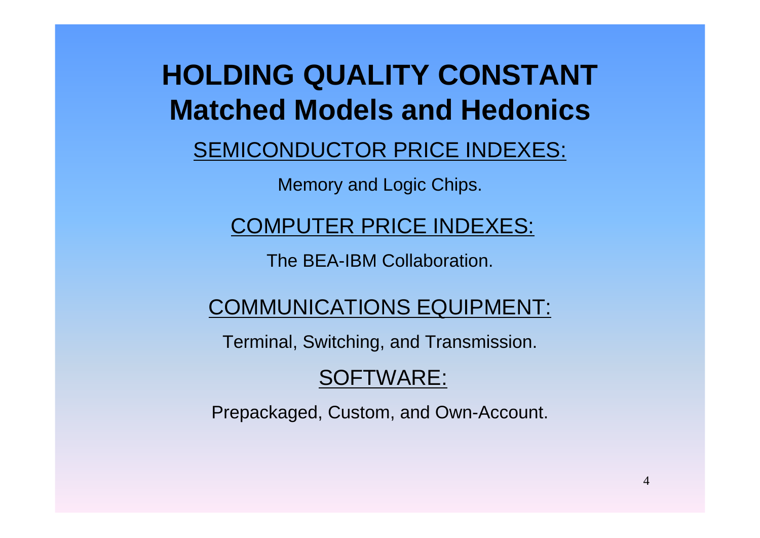# HOLDING QUALITY CONSTANT
# Matched Models and Hedonics

## SEMICONDUCTOR PRICE INDEXES:

Memory and Logic Chips.

## COMPUTER PRICE INDEXES:

The BEA-IBM Collaboration.

## COMMUNICATIONS EQUIPMENT:

Terminal, Switching, and Transmission.

## SOFTWARE:

Prepackaged, Custom, and Own-Account.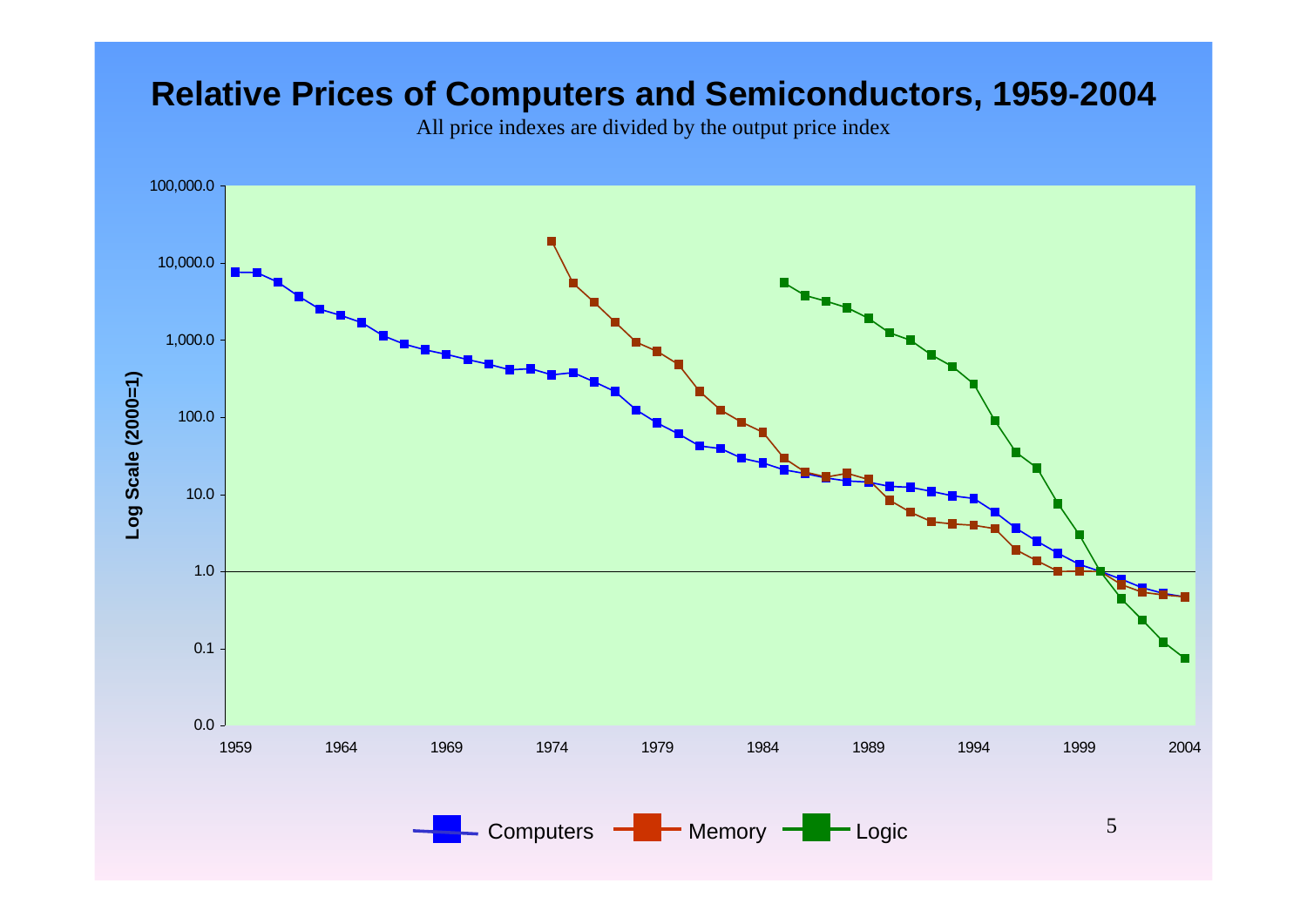# Relative Prices of Computers and Semiconductors, 1959-2004

All price indexes are divided by the output price index

Log Scale (2000=1)

100,000.0
10,000.0
1,000.0
100.0
10.0
1.0
0.1
0.0

1959 1964 1969 1974 1979 1984 1989 1994 1999 2004

Computers Memory Logic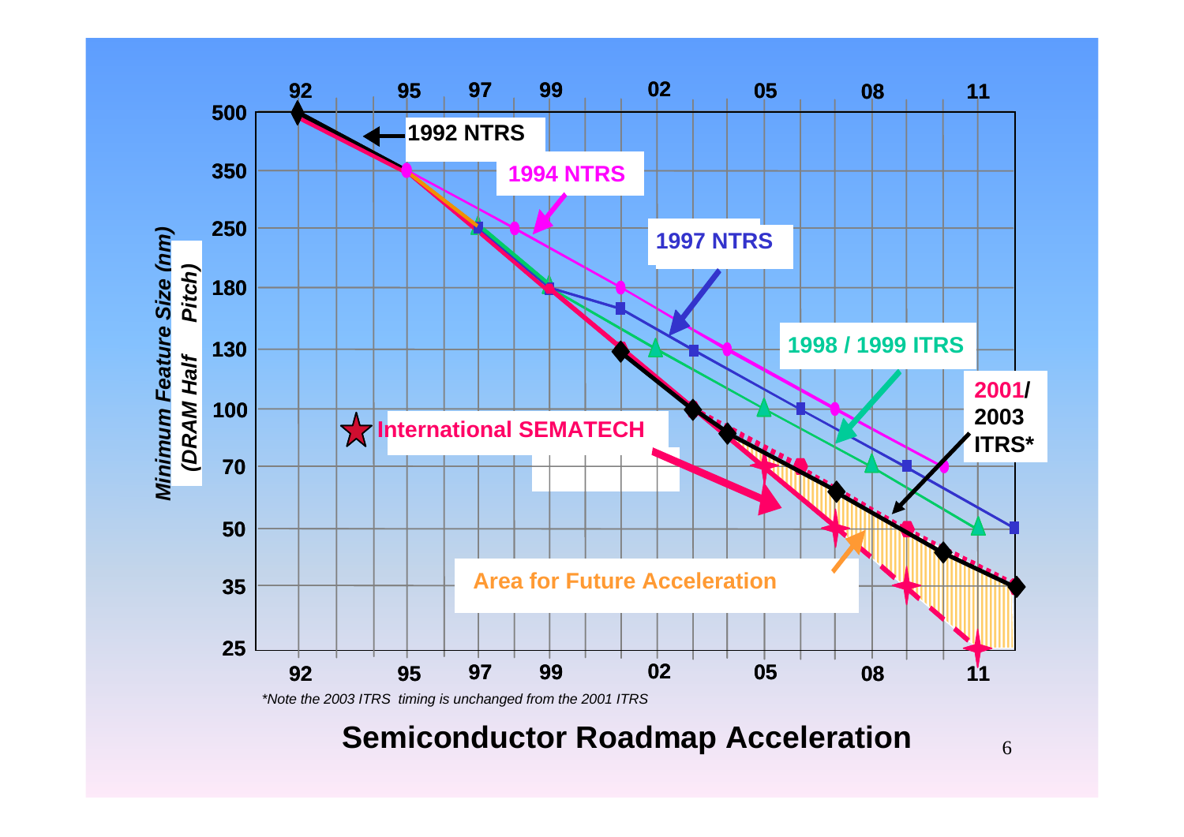# Semiconductor Roadmap Acceleration

Minimum Feature Size (nm) (DRAM Half Pitch)

- 500, 350, 250, 180, 130, 100, 70, 50, 35, 25
- 92, 95, 97, 99, 02, 05, 08, 11

1992 NTRS

1994 NTRS

1997 NTRS

1998 / 1999 ITRS

2001/ 2003 ITRS*

International SEMATECH

Area for Future Acceleration

*Note the 2003 ITRS timing is unchanged from the 2001 ITRS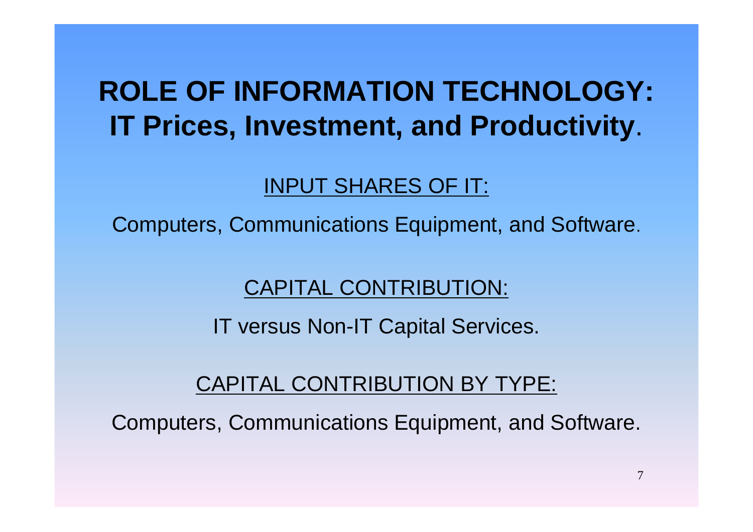# ROLE OF INFORMATION TECHNOLOGY: IT Prices, Investment, and Productivity.

<u>INPUT SHARES OF IT:</u>

Computers, Communications Equipment, and Software.

<u>CAPITAL CONTRIBUTION:</u>

IT versus Non-IT Capital Services.

<u>CAPITAL CONTRIBUTION BY TYPE:</u>

Computers, Communications Equipment, and Software.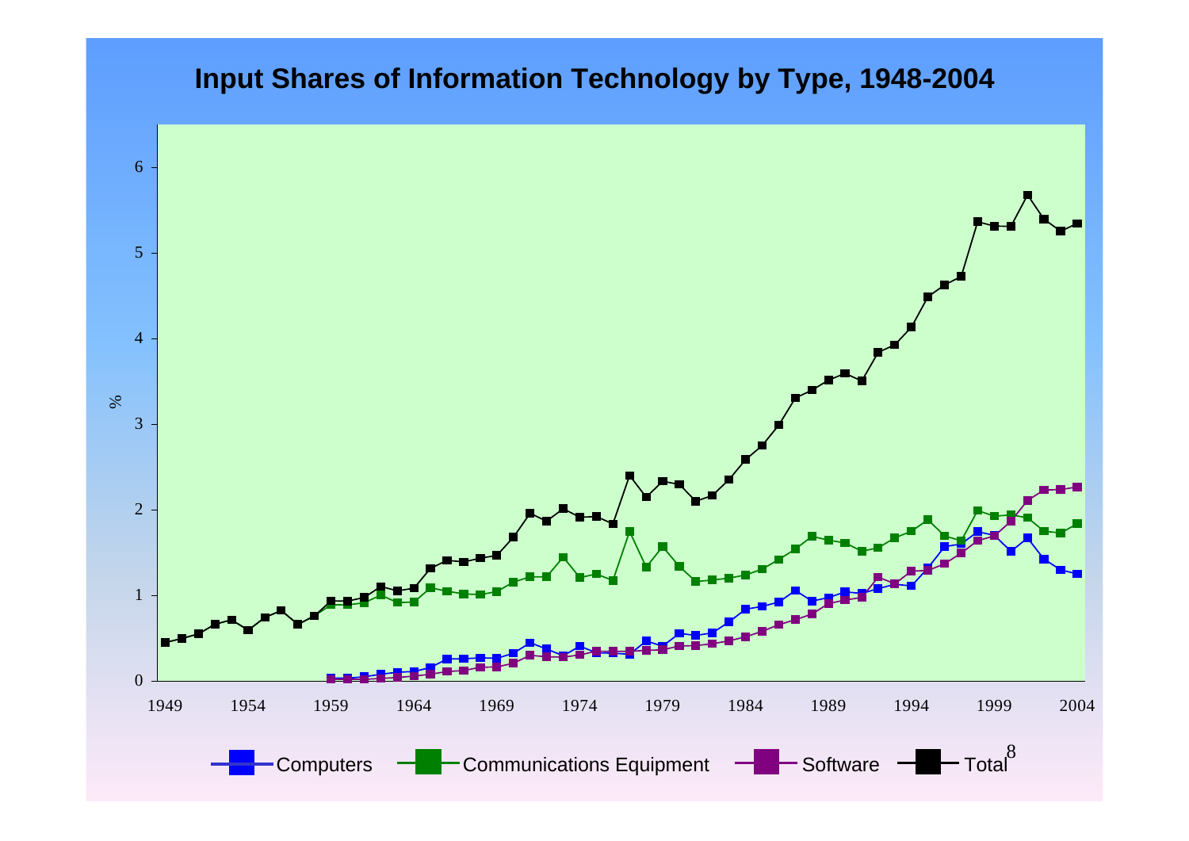# Input Shares of Information Technology by Type, 1948-2004

%

0, 1, 2, 3, 4, 5, 6

1949, 1954, 1959, 1964, 1969, 1974, 1979, 1984, 1989, 1994, 1999, 2004

Computers | Communications Equipment | Software | Total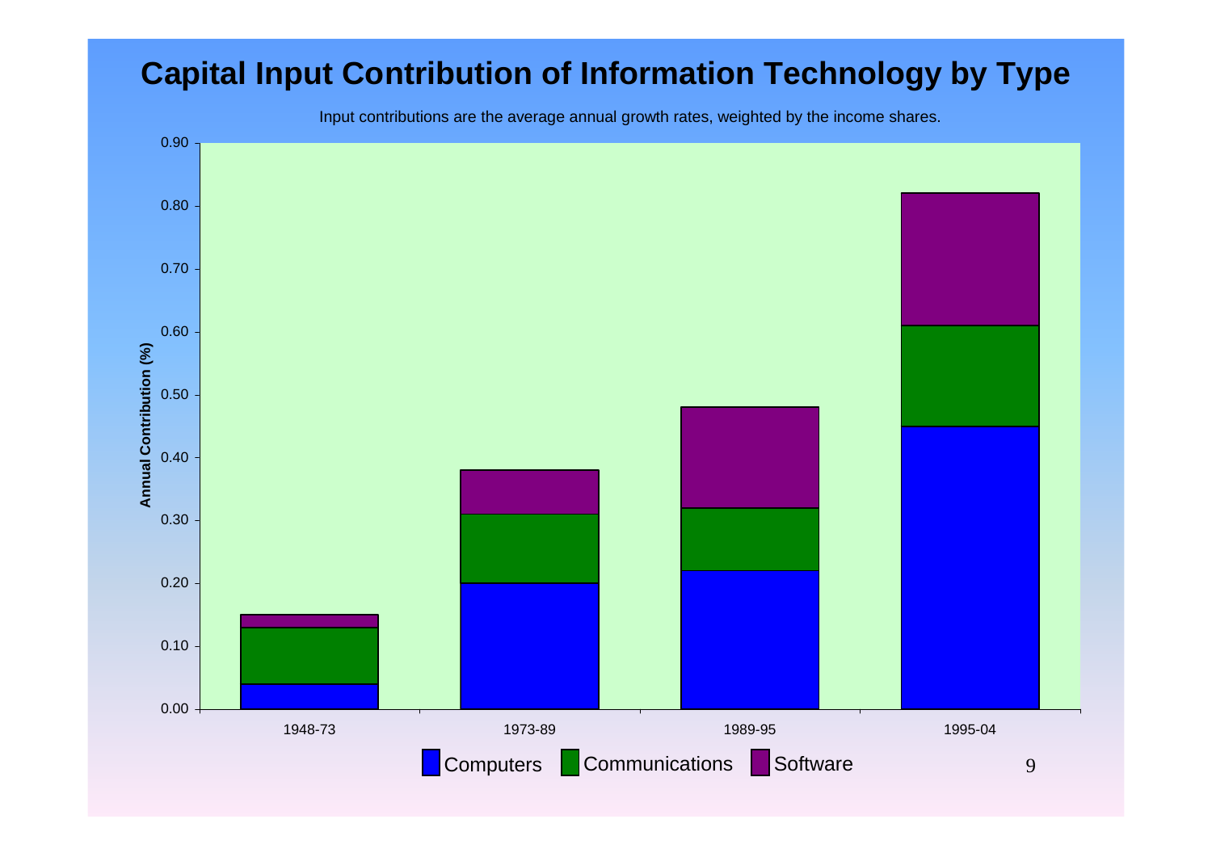# Capital Input Contribution of Information Technology by Type

Input contributions are the average annual growth rates, weighted by the income shares.

| Period | Computers | Communications | Software |
|---|---|---|---|
| 1948-73 | 0.04 | 0.09 | 0.02 |
| 1973-89 | 0.20 | 0.11 | 0.07 |
| 1989-95 | 0.22 | 0.10 | 0.16 |
| 1995-04 | 0.45 | 0.16 | 0.21 |

Annual Contribution (%)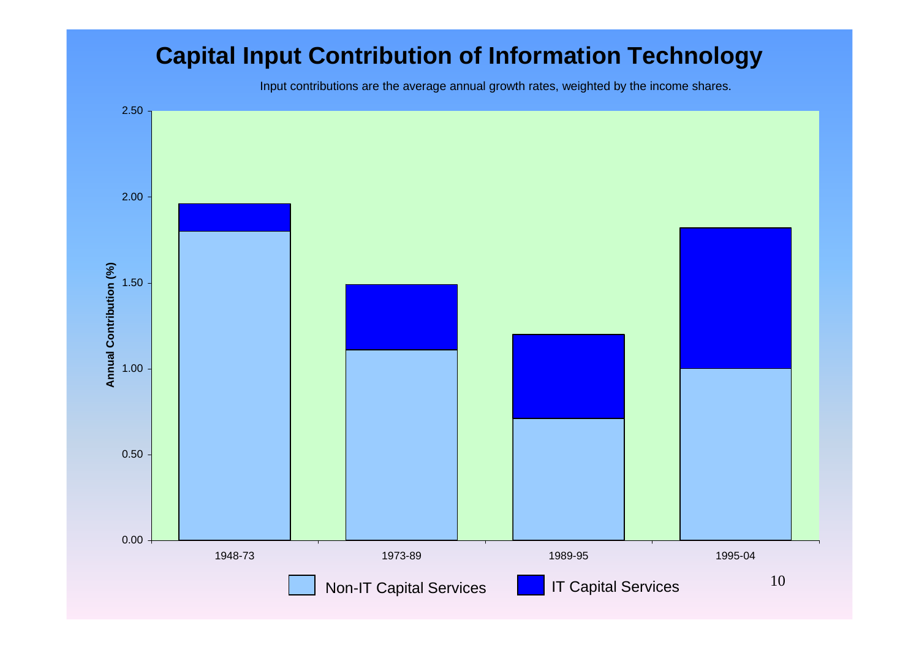# Capital Input Contribution of Information Technology

Input contributions are the average annual growth rates, weighted by the income shares.

Annual Contribution (%)

2.50
2.00
1.50
1.00
0.50
0.00

1948-73 | 1973-89 | 1989-95 | 1995-04

Non-IT Capital Services | IT Capital Services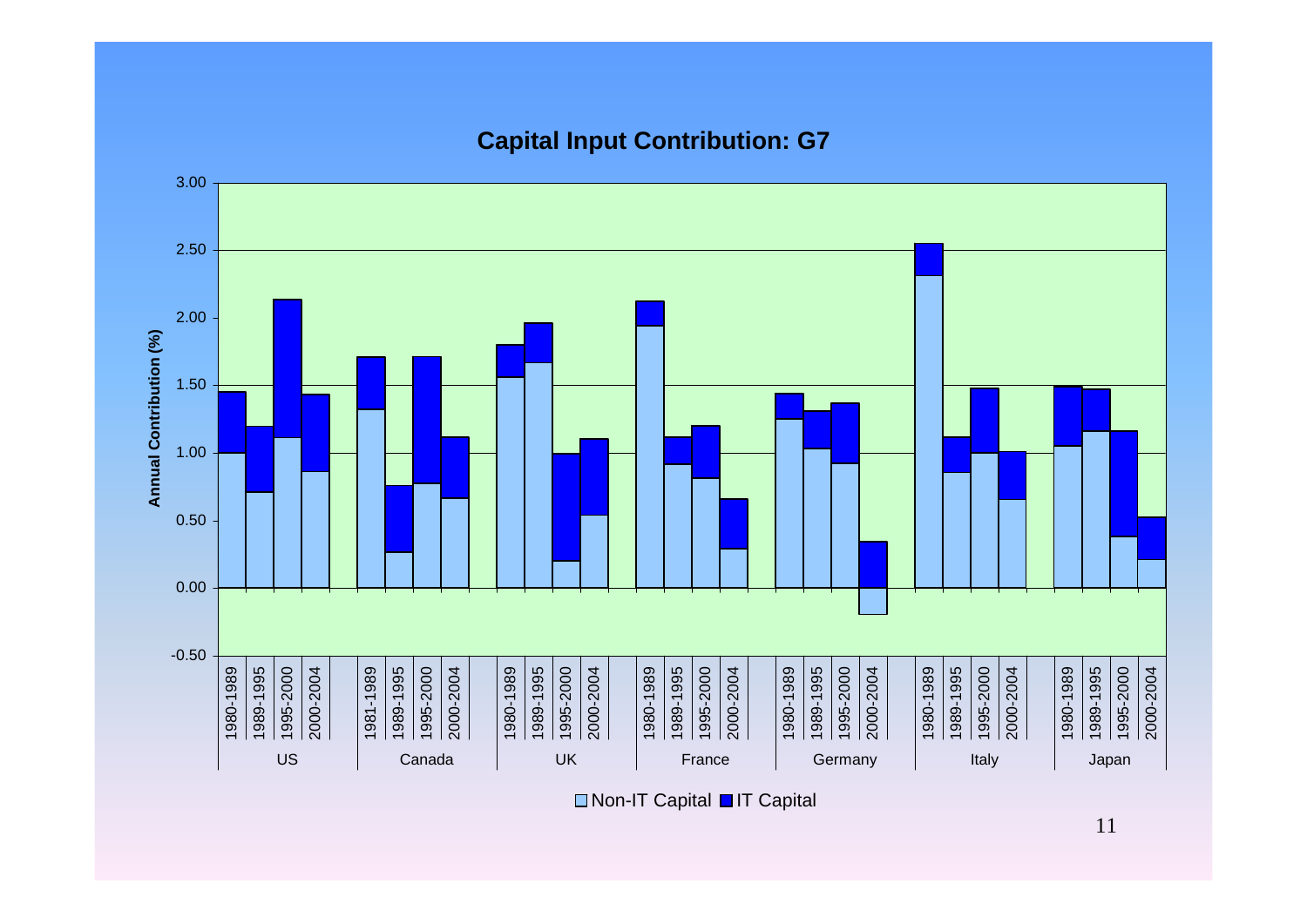## Capital Input Contribution: G7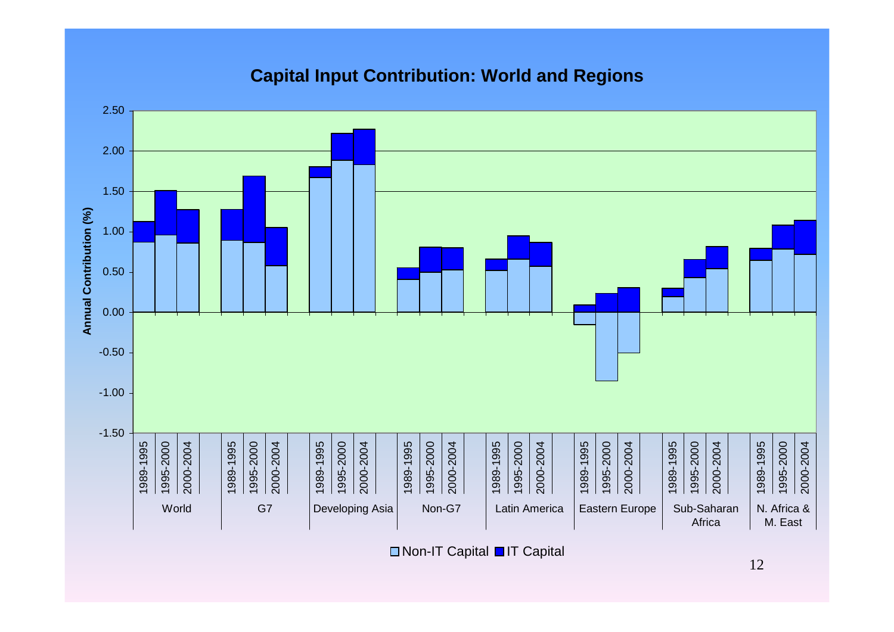## Capital Input Contribution: World and Regions

Annual Contribution (%)

| Region | Period | Non-IT Capital | IT Capital |
|---|---|---|---|
| World | 1989-1995 | 0.87 | 0.25 |
| World | 1995-2000 | 0.96 | 0.55 |
| World | 2000-2004 | 0.86 | 0.41 |
| G7 | 1989-1995 | 0.89 | 0.38 |
| G7 | 1995-2000 | 0.87 | 0.82 |
| G7 | 2000-2004 | 0.58 | 0.47 |
| Developing Asia | 1989-1995 | 1.67 | 0.13 |
| Developing Asia | 1995-2000 | 1.88 | 0.33 |
| Developing Asia | 2000-2004 | 1.83 | 0.44 |
| Non-G7 | 1989-1995 | 0.41 | 0.14 |
| Non-G7 | 1995-2000 | 0.50 | 0.31 |
| Non-G7 | 2000-2004 | 0.53 | 0.27 |
| Latin America | 1989-1995 | 0.52 | 0.14 |
| Latin America | 1995-2000 | 0.66 | 0.29 |
| Latin America | 2000-2004 | 0.57 | 0.30 |
| Eastern Europe | 1989-1995 | -0.15 | 0.09 |
| Eastern Europe | 1995-2000 | -0.85 | 0.23 |
| Eastern Europe | 2000-2004 | -0.50 | 0.30 |
| Sub-Saharan Africa | 1989-1995 | 0.19 | 0.11 |
| Sub-Saharan Africa | 1995-2000 | 0.43 | 0.22 |
| Sub-Saharan Africa | 2000-2004 | 0.54 | 0.27 |
| N. Africa & M. East | 1989-1995 | 0.64 | 0.15 |
| N. Africa & M. East | 1995-2000 | 0.78 | 0.30 |
| N. Africa & M. East | 2000-2004 | 0.72 | 0.42 |

Note: Values are approximate readings from the bar chart.

■ Non-IT Capital ■ IT Capital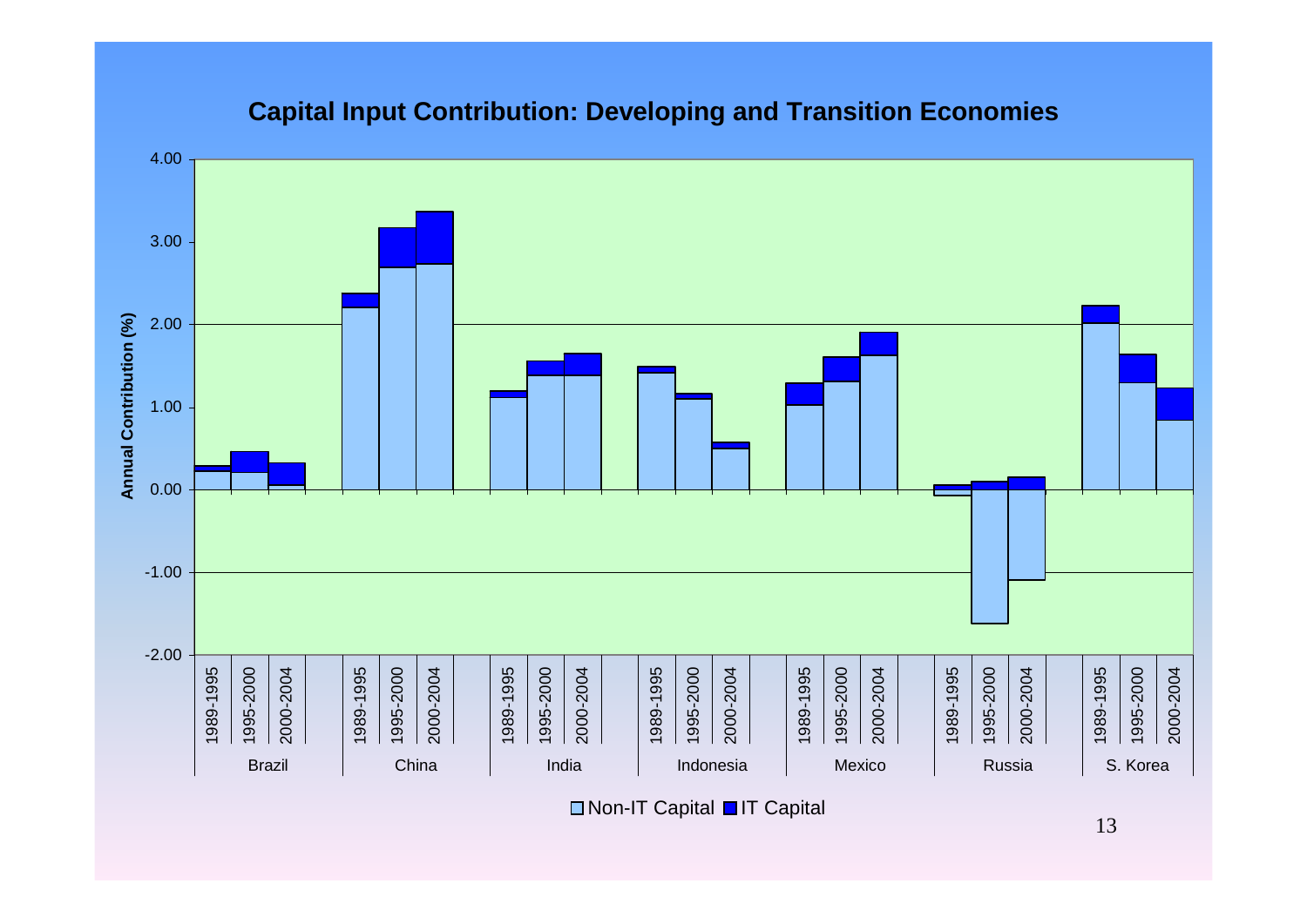# Capital Input Contribution: Developing and Transition Economies

Annual Contribution (%)

4.00
3.00
2.00
1.00
0.00
-1.00
-2.00

| Brazil | | | China | | | India | | | Indonesia | | | Mexico | | | Russia | | | S. Korea | | |
|---|---|---|---|---|---|---|---|---|---|---|---|---|---|---|---|---|---|---|---|---|
| 1989-1995 | 1995-2000 | 2000-2004 | 1989-1995 | 1995-2000 | 2000-2004 | 1989-1995 | 1995-2000 | 2000-2004 | 1989-1995 | 1995-2000 | 2000-2004 | 1989-1995 | 1995-2000 | 2000-2004 | 1989-1995 | 1995-2000 | 2000-2004 | 1989-1995 | 1995-2000 | 2000-2004 |

□ Non-IT Capital ■ IT Capital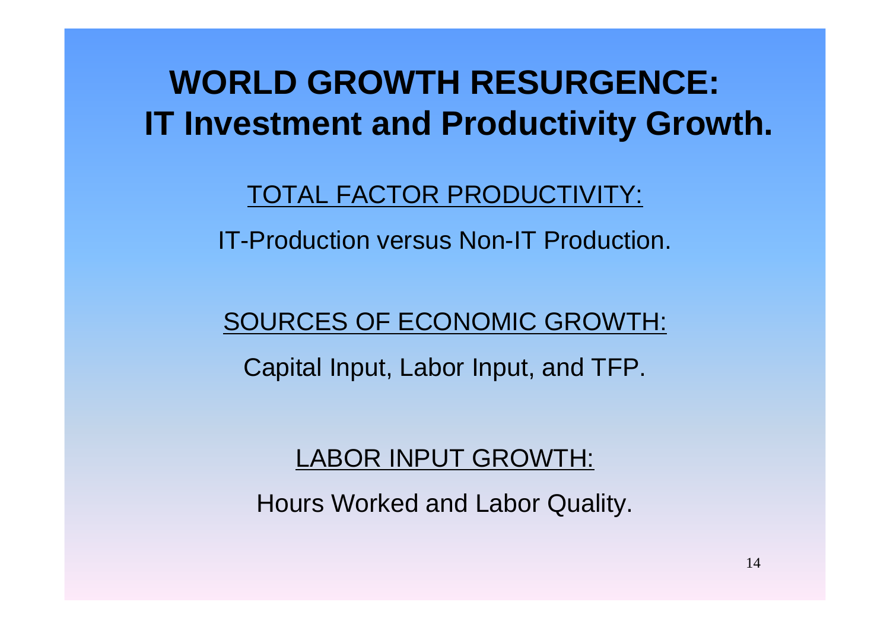# WORLD GROWTH RESURGENCE: IT Investment and Productivity Growth.

<u>TOTAL FACTOR PRODUCTIVITY:</u>

IT-Production versus Non-IT Production.

<u>SOURCES OF ECONOMIC GROWTH:</u>

Capital Input, Labor Input, and TFP.

<u>LABOR INPUT GROWTH:</u>

Hours Worked and Labor Quality.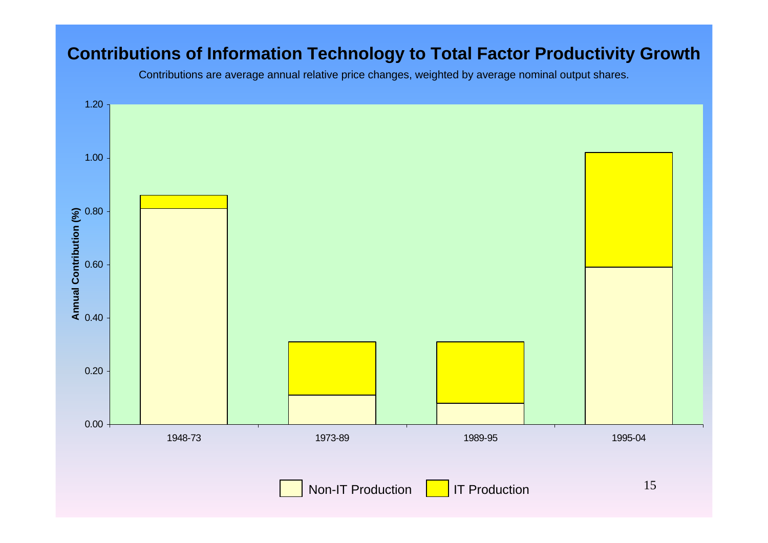# Contributions of Information Technology to Total Factor Productivity Growth

Contributions are average annual relative price changes, weighted by average nominal output shares.

| Period | Non-IT Production | IT Production |
|---|---|---|
| 1948-73 | 0.81 | 0.05 |
| 1973-89 | 0.11 | 0.20 |
| 1989-95 | 0.08 | 0.23 |
| 1995-04 | 0.59 | 0.43 |

Annual Contribution (%)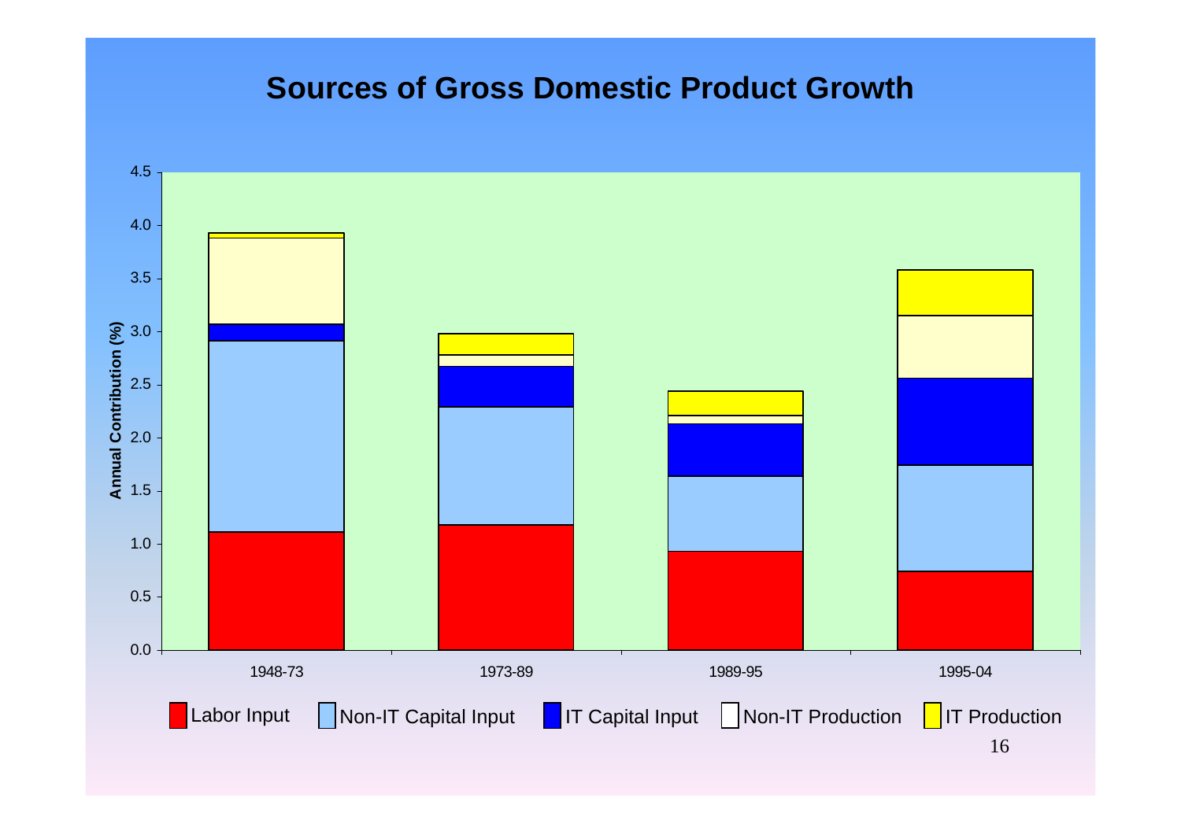# Sources of Gross Domestic Product Growth

Annual Contribution (%)

1948-73 | 1973-89 | 1989-95 | 1995-04

Labor Input | Non-IT Capital Input | IT Capital Input | Non-IT Production | IT Production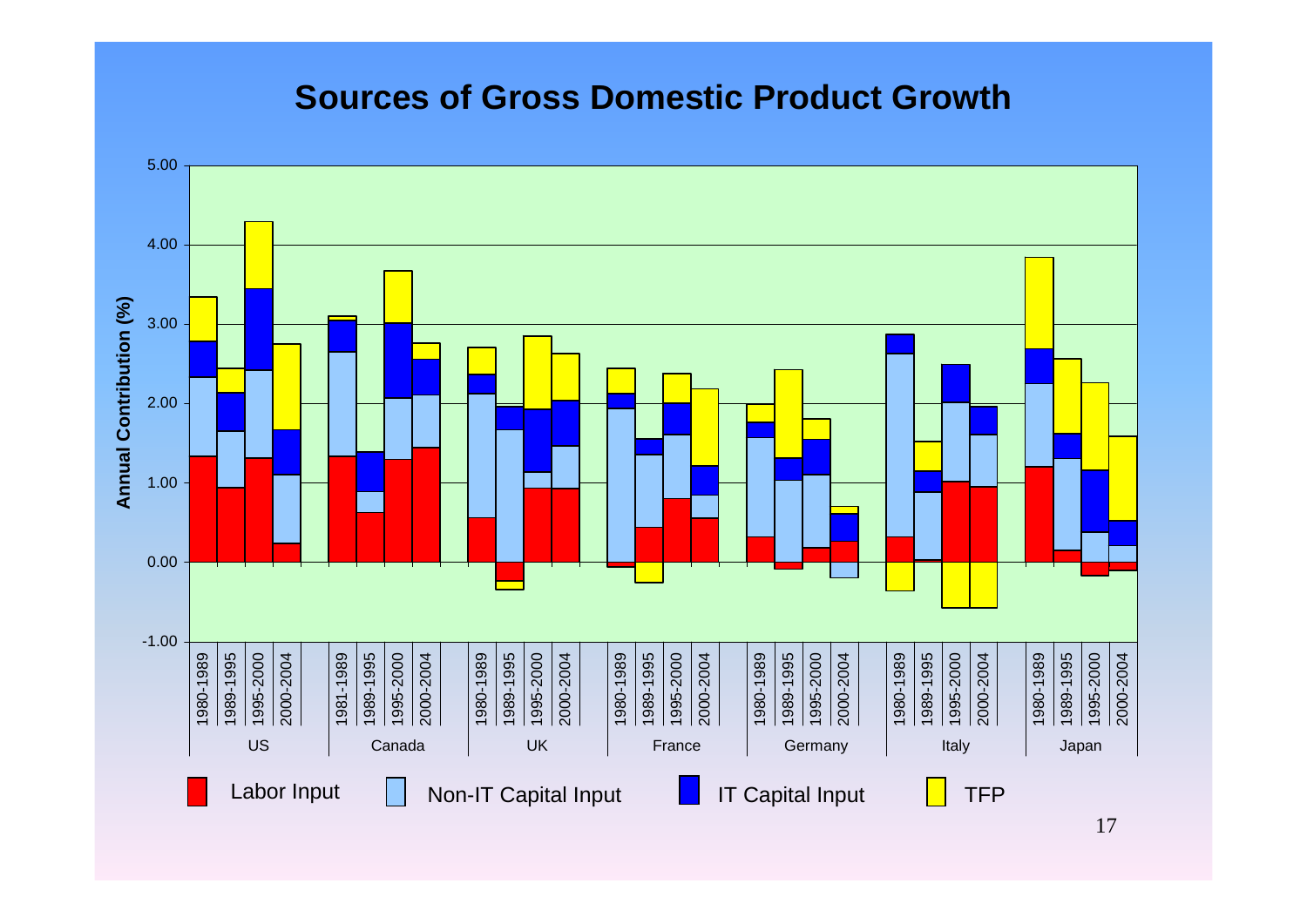# Sources of Gross Domestic Product Growth

Annual Contribution (%)

5.00
4.00
3.00
2.00
1.00
0.00
-1.00

| US | | | | Canada | | | | UK | | | | France | | | | Germany | | | | Italy | | | | Japan | | | |
|---|---|---|---|---|---|---|---|---|---|---|---|---|---|---|---|---|---|---|---|---|---|---|---|---|---|---|---|
| 1980-1989 | 1989-1995 | 1995-2000 | 2000-2004 | 1981-1989 | 1989-1995 | 1995-2000 | 2000-2004 | 1980-1989 | 1989-1995 | 1995-2000 | 2000-2004 | 1980-1989 | 1989-1995 | 1995-2000 | 2000-2004 | 1980-1989 | 1989-1995 | 1995-2000 | 2000-2004 | 1980-1989 | 1989-1995 | 1995-2000 | 2000-2004 | 1980-1989 | 1989-1995 | 1995-2000 | 2000-2004 |

Labor Input | Non-IT Capital Input | IT Capital Input | TFP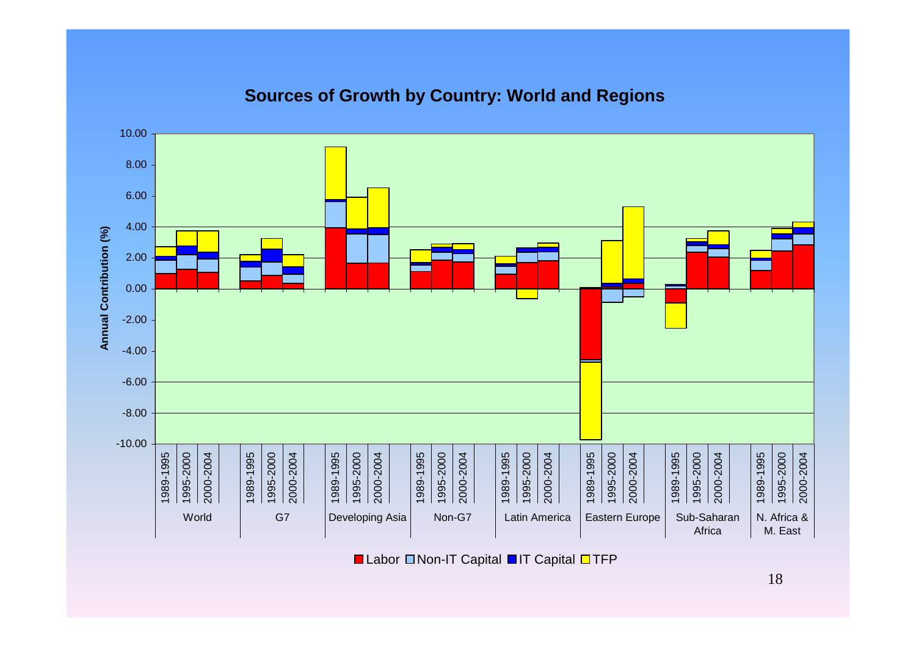## Sources of Growth by Country: World and Regions

Annual Contribution (%)

10.00
8.00
6.00
4.00
2.00
0.00
-2.00
-4.00
-6.00
-8.00
-10.00

1989-1995 | 1995-2000 | 2000-2004

World | G7 | Developing Asia | Non-G7 | Latin America | Eastern Europe | Sub-Saharan Africa | N. Africa & M. East

Labor | Non-IT Capital | IT Capital | TFP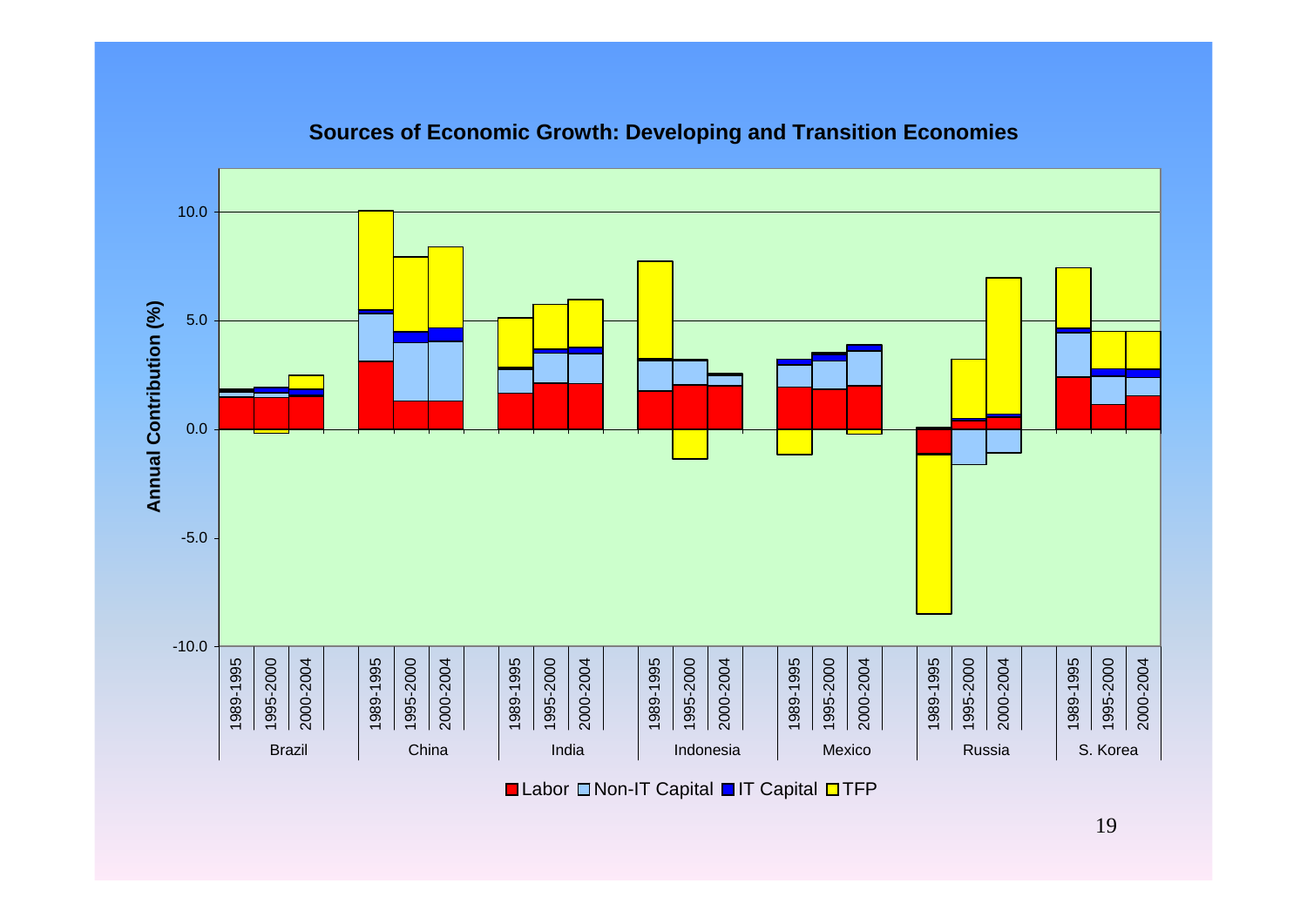## Sources of Economic Growth: Developing and Transition Economies

Annual Contribution (%)

10.0
5.0
0.0
-5.0
-10.0

| Brazil | | | China | | | India | | | Indonesia | | | Mexico | | | Russia | | | S. Korea | | |
|---|---|---|---|---|---|---|---|---|---|---|---|---|---|---|---|---|---|---|---|---|
| 1989-1995 | 1995-2000 | 2000-2004 | 1989-1995 | 1995-2000 | 2000-2004 | 1989-1995 | 1995-2000 | 2000-2004 | 1989-1995 | 1995-2000 | 2000-2004 | 1989-1995 | 1995-2000 | 2000-2004 | 1989-1995 | 1995-2000 | 2000-2004 | 1989-1995 | 1995-2000 | 2000-2004 |

■ Labor □ Non-IT Capital ■ IT Capital □ TFP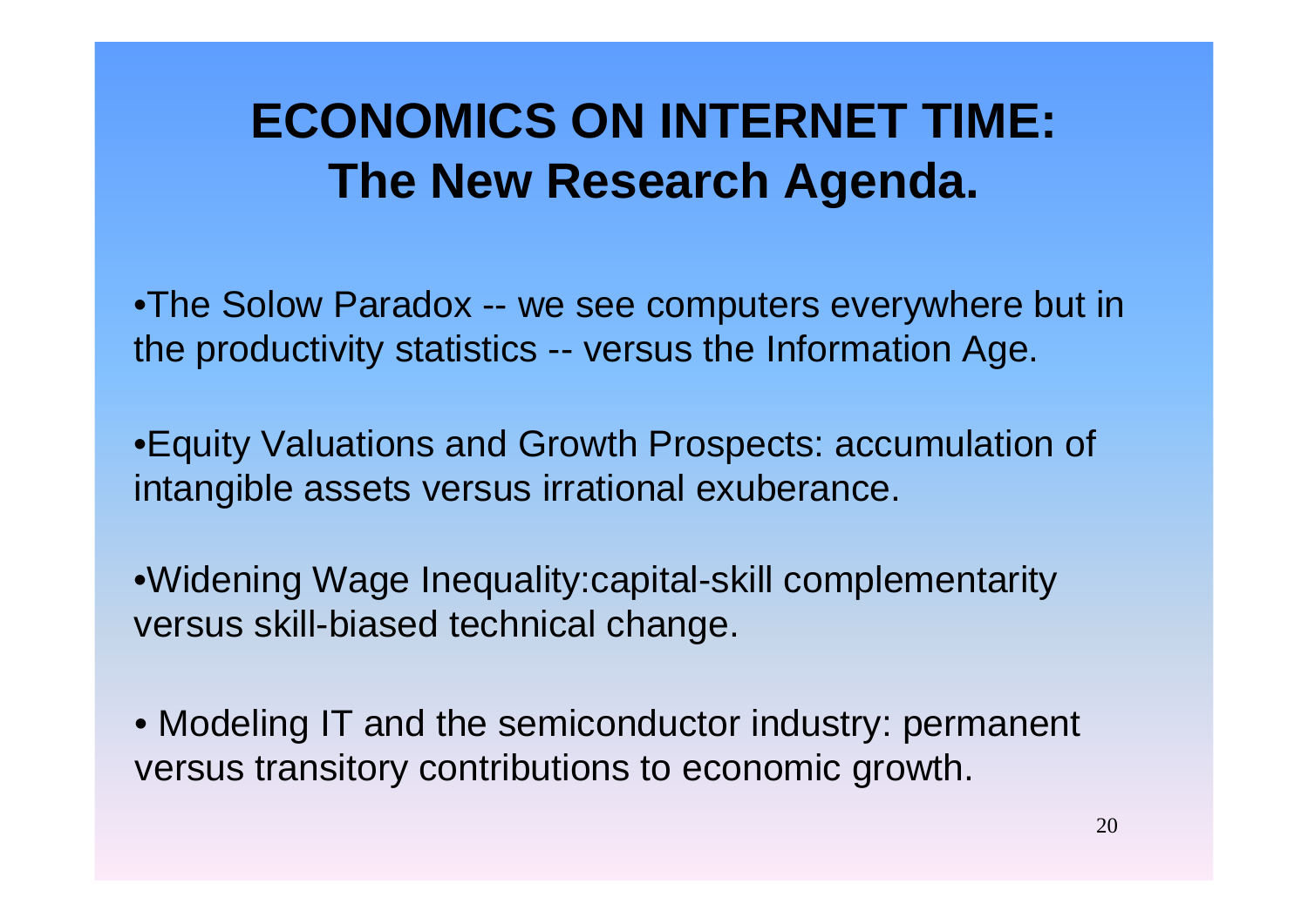# ECONOMICS ON INTERNET TIME: The New Research Agenda.

- The Solow Paradox -- we see computers everywhere but in the productivity statistics -- versus the Information Age.
- Equity Valuations and Growth Prospects: accumulation of intangible assets versus irrational exuberance.
- Widening Wage Inequality:capital-skill complementarity versus skill-biased technical change.
- Modeling IT and the semiconductor industry: permanent versus transitory contributions to economic growth.